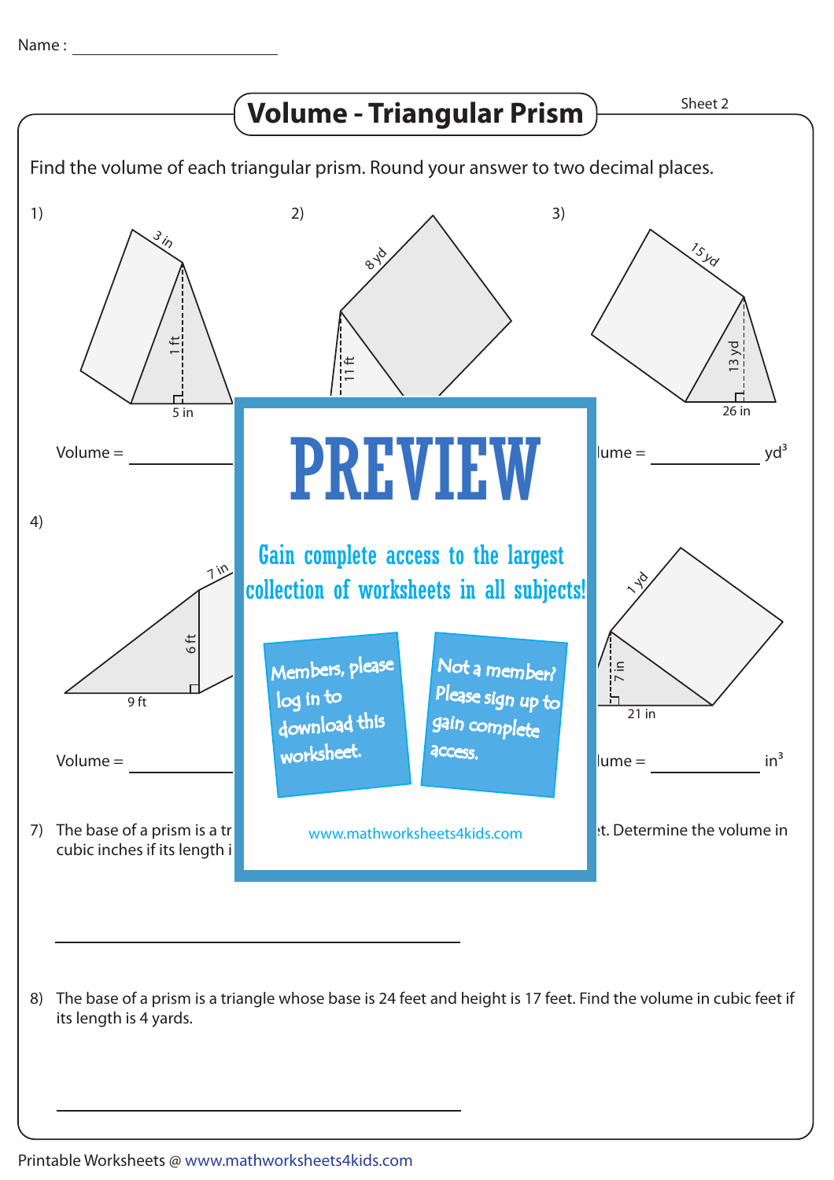Name : ____________________

# Volume - Triangular Prism

Sheet 2

Find the volume of each triangular prism. Round your answer to two decimal places.

1) 3 in, 1 ft, 5 in

Volume = ____________

2) 8 yd, 11 ft

3) 15 yd, 13 yd, 26 in

Volume = ____________ $yd^3$

4) 7 in, 6 ft, 9 ft

Volume = ____________

6) 1 yd, 7 in, 21 in

Volume = ____________ $in^3$

# PREVIEW

Gain complete access to the largest collection of worksheets in all subjects!

Members, please log in to download this worksheet.

Not a member? Please sign up to gain complete access.

www.mathworksheets4kids.com

7) The base of a prism is a tr... ...t. Determine the volume in cubic inches if its length i...

____________________

8) The base of a prism is a triangle whose base is 24 feet and height is 17 feet. Find the volume in cubic feet if its length is 4 yards.

____________________

Printable Worksheets @ www.mathworksheets4kids.com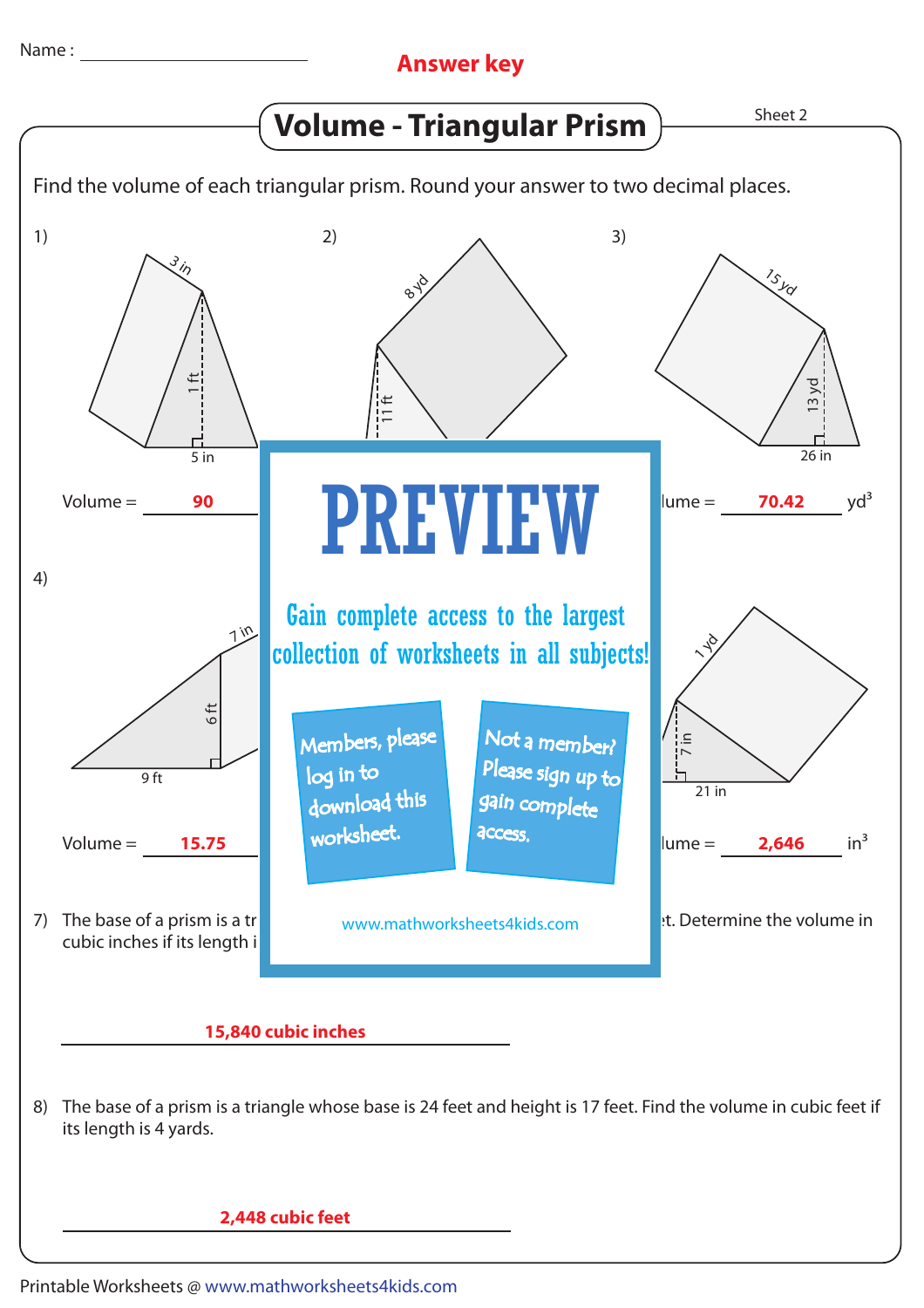Name : ________________

**Answer key**

# Volume - Triangular Prism

Sheet 2

Find the volume of each triangular prism. Round your answer to two decimal places.

1)

3 in

1 ft

5 in

Volume = **90**

2)

8 yd

11 ft

3)

15 yd

13 yd

26 in

Volume = **70.42** $yd^3$

4)

7 in

6 ft

9 ft

Volume = **15.75**

1 yd

7 in

21 in

Volume = **2,646** $in^3$

# PREVIEW

Gain complete access to the largest collection of worksheets in all subjects!

Members, please log in to download this worksheet.

Not a member? Please sign up to gain complete access.

www.mathworksheets4kids.com

7) The base of a prism is a tr ... t. Determine the volume in cubic inches if its length i ...

**15,840 cubic inches**

8) The base of a prism is a triangle whose base is 24 feet and height is 17 feet. Find the volume in cubic feet if its length is 4 yards.

**2,448 cubic feet**